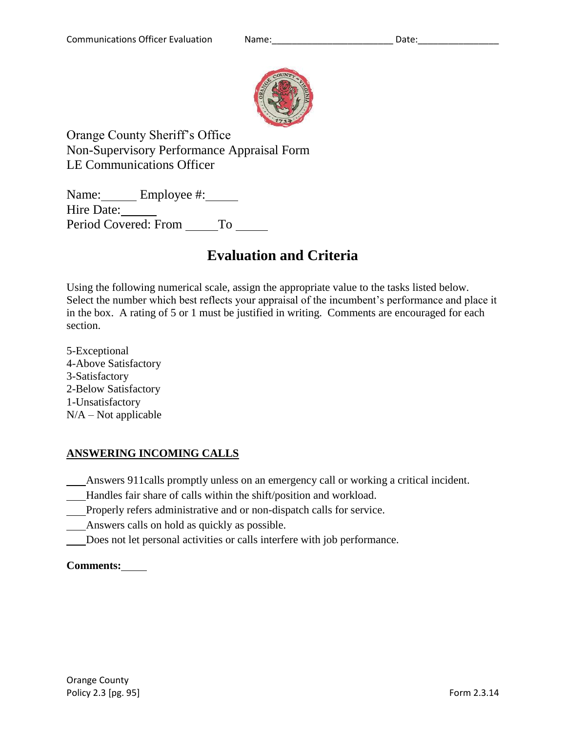Orange County Sheriff's Office
Non-Supervisory Performance Appraisal Form
LE Communications Officer

Name:\_\_\_\_\_\_ Employee #:\_\_\_\_\_\_
Hire Date:\_\_\_\_\_\_
Period Covered: From \_\_\_\_\_\_ To \_\_\_\_\_\_

# Evaluation and Criteria

Using the following numerical scale, assign the appropriate value to the tasks listed below. Select the number which best reflects your appraisal of the incumbent's performance and place it in the box. A rating of 5 or 1 must be justified in writing. Comments are encouraged for each section.

5-Exceptional
4-Above Satisfactory
3-Satisfactory
2-Below Satisfactory
1-Unsatisfactory
N/A – Not applicable

## ANSWERING INCOMING CALLS

\_\_\_\_Answers 911calls promptly unless on an emergency call or working a critical incident.
\_\_\_\_Handles fair share of calls within the shift/position and workload.
\_\_\_\_Properly refers administrative and or non-dispatch calls for service.
\_\_\_\_Answers calls on hold as quickly as possible.
\_\_\_\_Does not let personal activities or calls interfere with job performance.

**Comments:**\_\_\_\_\_\_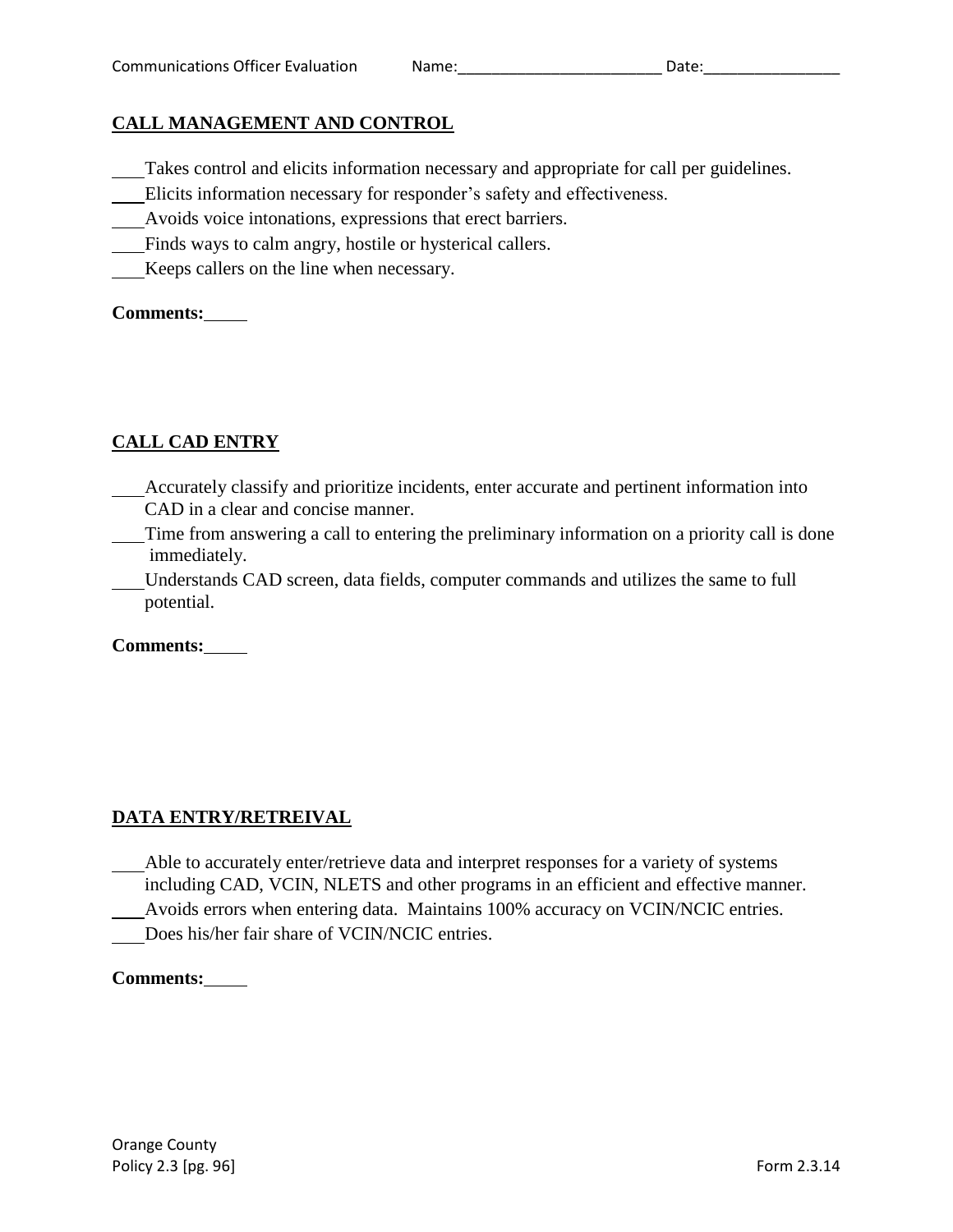## CALL MANAGEMENT AND CONTROL

\_\_\_Takes control and elicits information necessary and appropriate for call per guidelines.
\_\_\_Elicits information necessary for responder's safety and effectiveness.
\_\_\_Avoids voice intonations, expressions that erect barriers.
\_\_\_Finds ways to calm angry, hostile or hysterical callers.
\_\_\_Keeps callers on the line when necessary.

**Comments:**\_\_\_\_\_

## CALL CAD ENTRY

\_\_\_Accurately classify and prioritize incidents, enter accurate and pertinent information into CAD in a clear and concise manner.
\_\_\_Time from answering a call to entering the preliminary information on a priority call is done immediately.
\_\_\_Understands CAD screen, data fields, computer commands and utilizes the same to full potential.

**Comments:**\_\_\_\_\_

## DATA ENTRY/RETREIVAL

\_\_\_Able to accurately enter/retrieve data and interpret responses for a variety of systems including CAD, VCIN, NLETS and other programs in an efficient and effective manner.
\_\_\_Avoids errors when entering data. Maintains 100% accuracy on VCIN/NCIC entries.
\_\_\_Does his/her fair share of VCIN/NCIC entries.

**Comments:**\_\_\_\_\_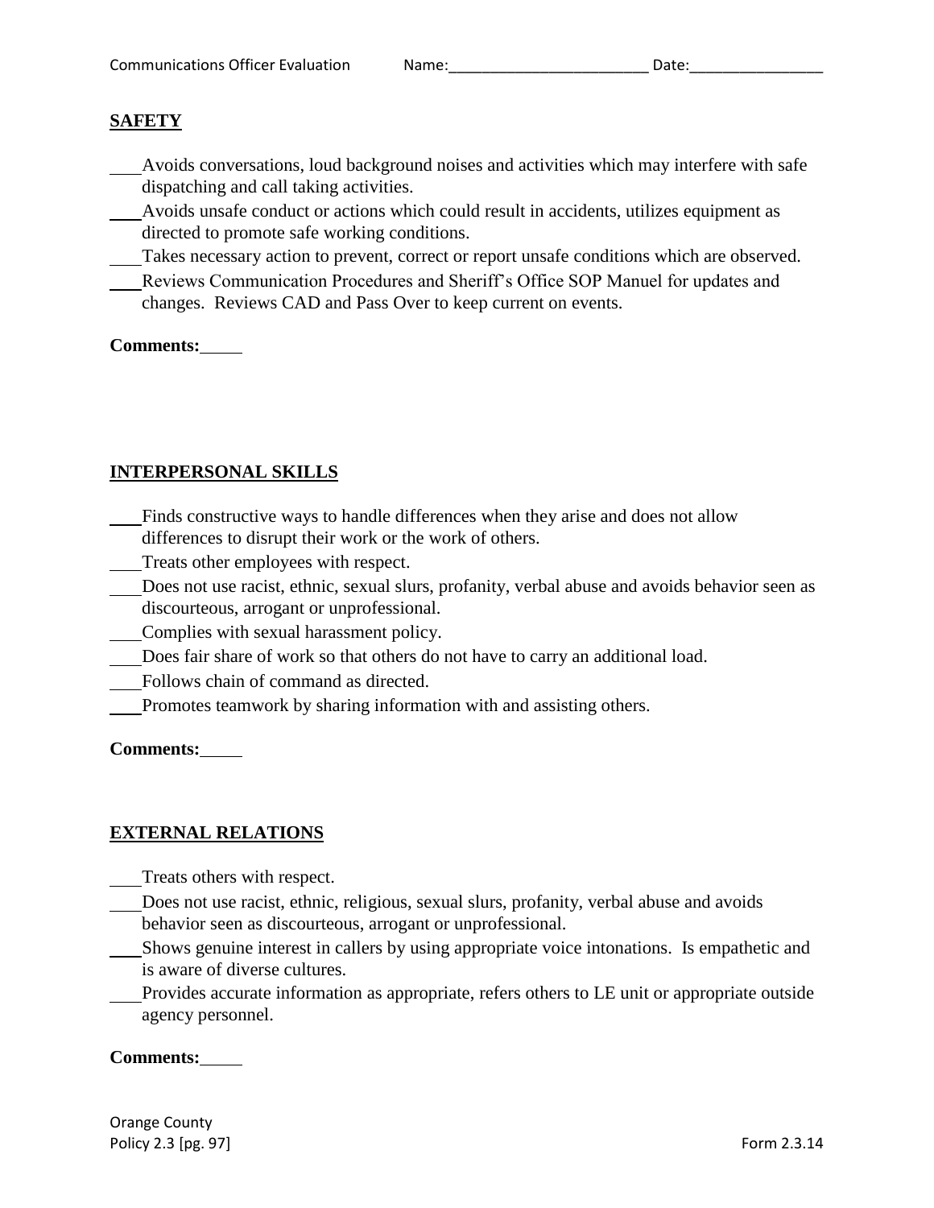Communications Officer Evaluation Name:________________________ Date:________________

## SAFETY

- ___Avoids conversations, loud background noises and activities which may interfere with safe dispatching and call taking activities.
- ___Avoids unsafe conduct or actions which could result in accidents, utilizes equipment as directed to promote safe working conditions.
- ___Takes necessary action to prevent, correct or report unsafe conditions which are observed.
- ___Reviews Communication Procedures and Sheriff's Office SOP Manuel for updates and changes. Reviews CAD and Pass Over to keep current on events.

**Comments:**

## INTERPERSONAL SKILLS

- ___Finds constructive ways to handle differences when they arise and does not allow differences to disrupt their work or the work of others.
- ___Treats other employees with respect.
- ___Does not use racist, ethnic, sexual slurs, profanity, verbal abuse and avoids behavior seen as discourteous, arrogant or unprofessional.
- ___Complies with sexual harassment policy.
- ___Does fair share of work so that others do not have to carry an additional load.
- ___Follows chain of command as directed.
- ___Promotes teamwork by sharing information with and assisting others.

**Comments:**

## EXTERNAL RELATIONS

- ___Treats others with respect.
- ___Does not use racist, ethnic, religious, sexual slurs, profanity, verbal abuse and avoids behavior seen as discourteous, arrogant or unprofessional.
- ___Shows genuine interest in callers by using appropriate voice intonations. Is empathetic and is aware of diverse cultures.
- ___Provides accurate information as appropriate, refers others to LE unit or appropriate outside agency personnel.

**Comments:**

Orange County
Policy 2.3 [pg. 97] Form 2.3.14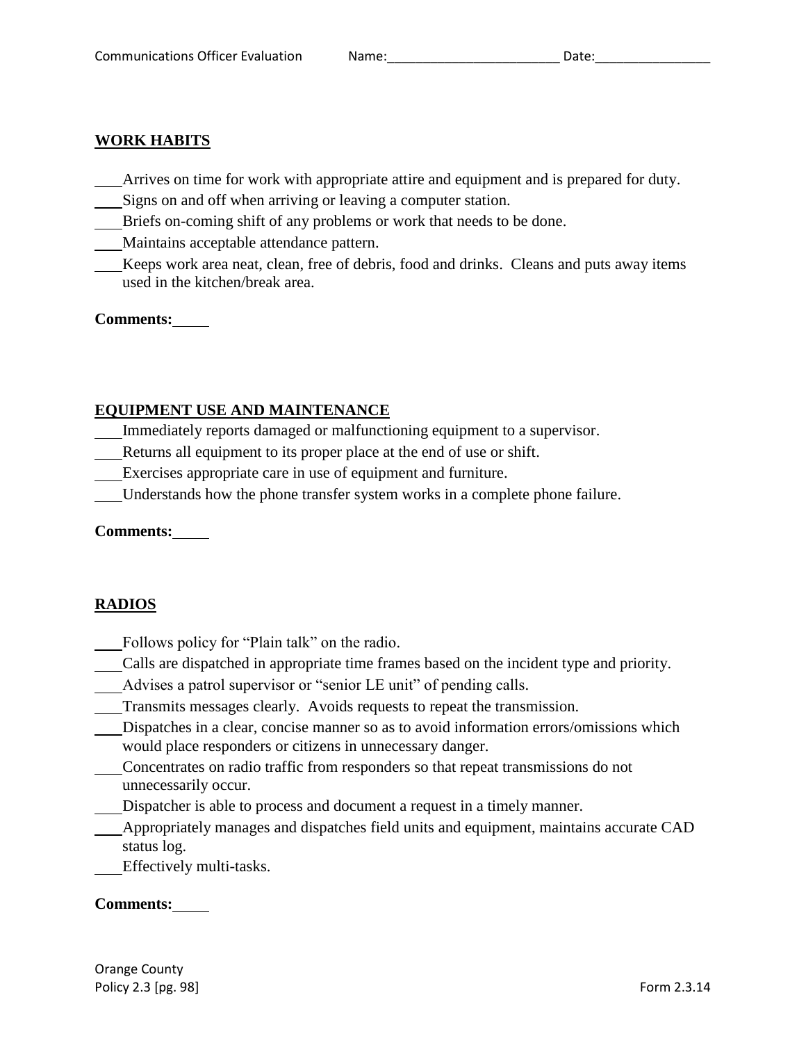## WORK HABITS

\_\_\_Arrives on time for work with appropriate attire and equipment and is prepared for duty.
\_\_\_Signs on and off when arriving or leaving a computer station.
\_\_\_Briefs on-coming shift of any problems or work that needs to be done.
\_\_\_Maintains acceptable attendance pattern.
\_\_\_Keeps work area neat, clean, free of debris, food and drinks. Cleans and puts away items used in the kitchen/break area.

**Comments:**\_\_\_\_\_

## EQUIPMENT USE AND MAINTENANCE

\_\_\_Immediately reports damaged or malfunctioning equipment to a supervisor.
\_\_\_Returns all equipment to its proper place at the end of use or shift.
\_\_\_Exercises appropriate care in use of equipment and furniture.
\_\_\_Understands how the phone transfer system works in a complete phone failure.

**Comments:**\_\_\_\_\_

## RADIOS

\_\_\_Follows policy for "Plain talk" on the radio.
\_\_\_Calls are dispatched in appropriate time frames based on the incident type and priority.
\_\_\_Advises a patrol supervisor or "senior LE unit" of pending calls.
\_\_\_Transmits messages clearly. Avoids requests to repeat the transmission.
\_\_\_Dispatches in a clear, concise manner so as to avoid information errors/omissions which would place responders or citizens in unnecessary danger.
\_\_\_Concentrates on radio traffic from responders so that repeat transmissions do not unnecessarily occur.
\_\_\_Dispatcher is able to process and document a request in a timely manner.
\_\_\_Appropriately manages and dispatches field units and equipment, maintains accurate CAD status log.
\_\_\_Effectively multi-tasks.

**Comments:**\_\_\_\_\_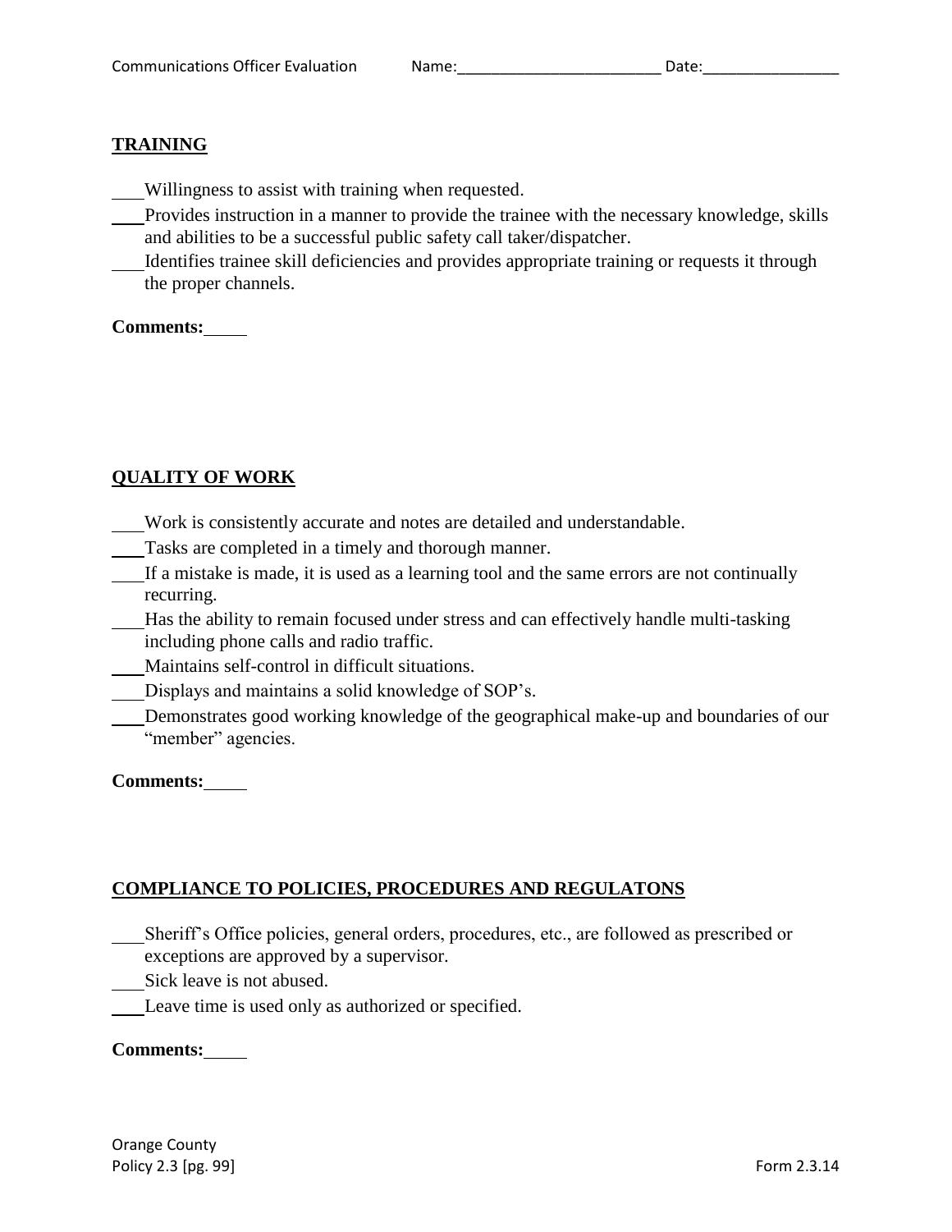Communications Officer Evaluation Name:________________________ Date:________________

## TRAINING

___Willingness to assist with training when requested.
___Provides instruction in a manner to provide the trainee with the necessary knowledge, skills and abilities to be a successful public safety call taker/dispatcher.
___Identifies trainee skill deficiencies and provides appropriate training or requests it through the proper channels.

**Comments:**_____

## QUALITY OF WORK

___Work is consistently accurate and notes are detailed and understandable.
___Tasks are completed in a timely and thorough manner.
___If a mistake is made, it is used as a learning tool and the same errors are not continually recurring.
___Has the ability to remain focused under stress and can effectively handle multi-tasking including phone calls and radio traffic.
___Maintains self-control in difficult situations.
___Displays and maintains a solid knowledge of SOP's.
___Demonstrates good working knowledge of the geographical make-up and boundaries of our "member" agencies.

**Comments:**_____

## COMPLIANCE TO POLICIES, PROCEDURES AND REGULATONS

___Sheriff's Office policies, general orders, procedures, etc., are followed as prescribed or exceptions are approved by a supervisor.
___Sick leave is not abused.
___Leave time is used only as authorized or specified.

**Comments:**_____

Orange County
Policy 2.3 [pg. 99] Form 2.3.14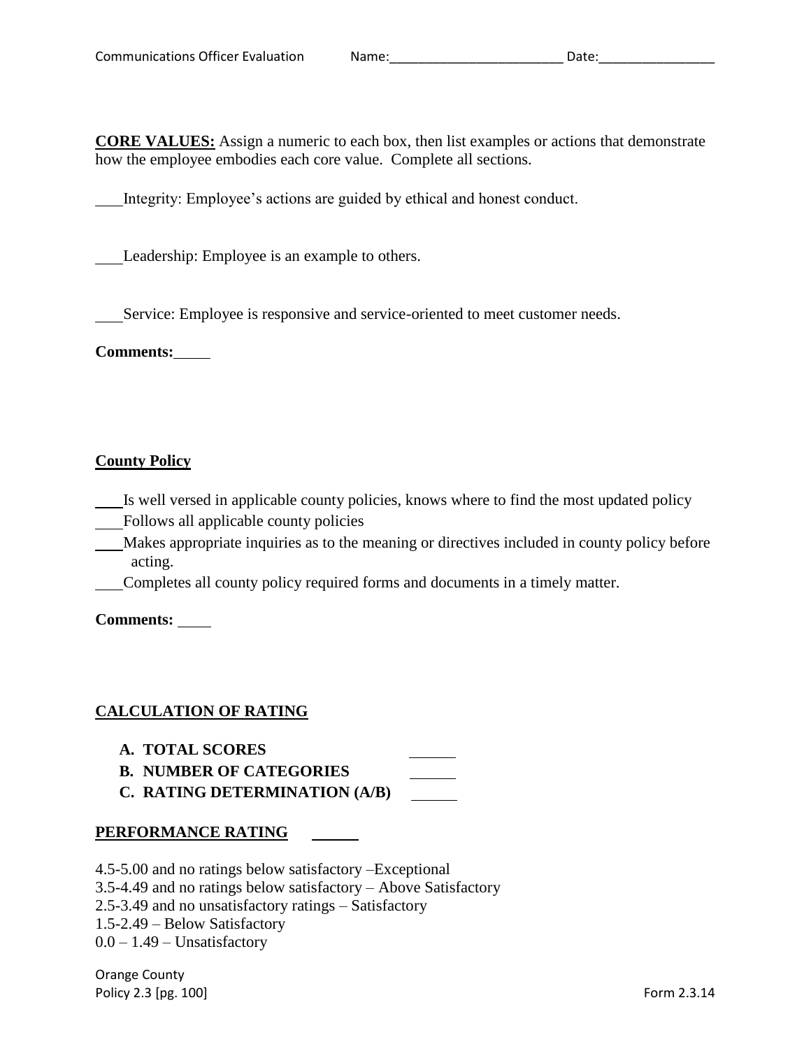Communications Officer Evaluation Name:________________________ Date:________________

**CORE VALUES:** Assign a numeric to each box, then list examples or actions that demonstrate how the employee embodies each core value. Complete all sections.

___Integrity: Employee's actions are guided by ethical and honest conduct.

___Leadership: Employee is an example to others.

___Service: Employee is responsive and service-oriented to meet customer needs.

**Comments:**_____

**County Policy**

___Is well versed in applicable county policies, knows where to find the most updated policy

___Follows all applicable county policies

___Makes appropriate inquiries as to the meaning or directives included in county policy before acting.

___Completes all county policy required forms and documents in a timely matter.

**Comments:** _____

**CALCULATION OF RATING**

**A. TOTAL SCORES** ______

**B. NUMBER OF CATEGORIES** ______

**C. RATING DETERMINATION (A/B)** ______

**PERFORMANCE RATING** ______

4.5-5.00 and no ratings below satisfactory –Exceptional

3.5-4.49 and no ratings below satisfactory – Above Satisfactory

2.5-3.49 and no unsatisfactory ratings – Satisfactory

1.5-2.49 – Below Satisfactory

0.0 – 1.49 – Unsatisfactory

Orange County

Policy 2.3 [pg. 100] Form 2.3.14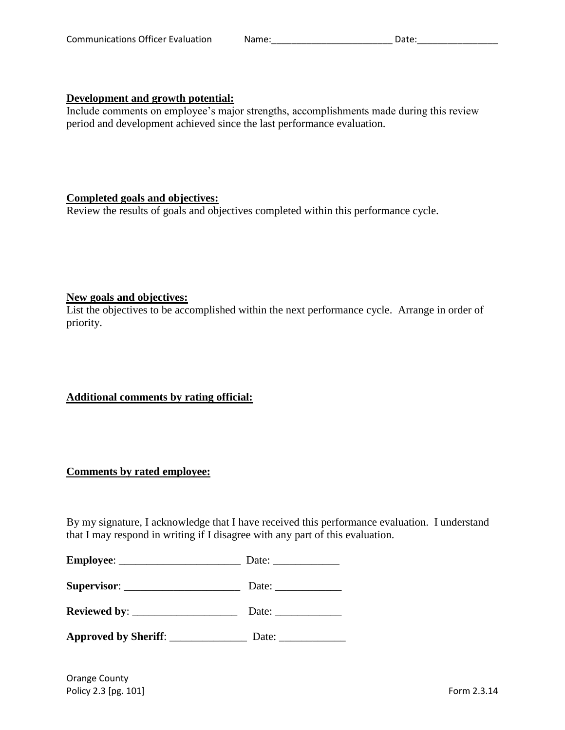**Development and growth potential:**

Include comments on employee's major strengths, accomplishments made during this review period and development achieved since the last performance evaluation.

**Completed goals and objectives:**

Review the results of goals and objectives completed within this performance cycle.

**New goals and objectives:**

List the objectives to be accomplished within the next performance cycle. Arrange in order of priority.

**Additional comments by rating official:**

**Comments by rated employee:**

By my signature, I acknowledge that I have received this performance evaluation. I understand that I may respond in writing if I disagree with any part of this evaluation.

**Employee**: ______________________ Date: ____________

**Supervisor**: _____________________ Date: ____________

**Reviewed by**: ___________________ Date: ____________

**Approved by Sheriff**: ______________ Date: ____________